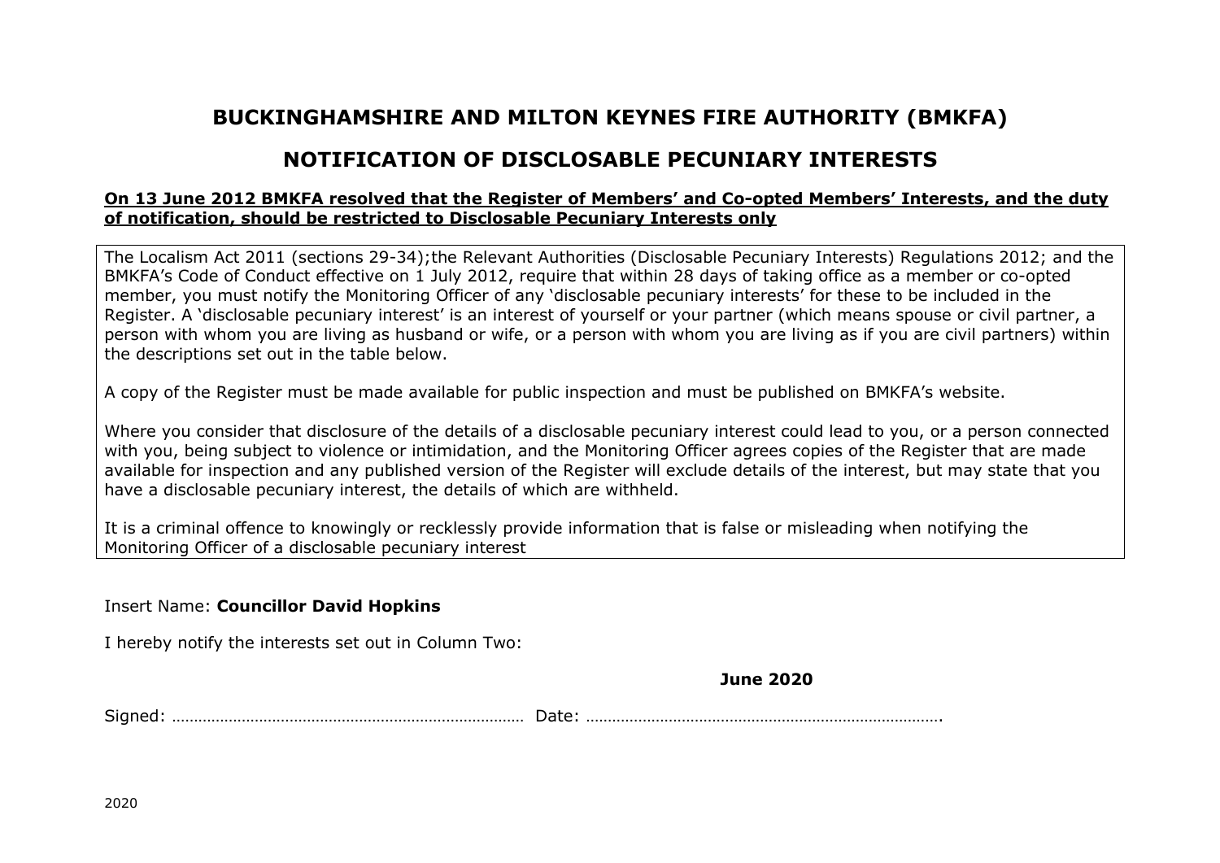# BUCKINGHAMSHIRE AND MILTON KEYNES FIRE AUTHORITY (BMKFA)

# NOTIFICATION OF DISCLOSABLE PECUNIARY INTERESTS

**On 13 June 2012 BMKFA resolved that the Register of Members' and Co-opted Members' Interests, and the duty of notification, should be restricted to Disclosable Pecuniary Interests only**

The Localism Act 2011 (sections 29-34);the Relevant Authorities (Disclosable Pecuniary Interests) Regulations 2012; and the BMKFA's Code of Conduct effective on 1 July 2012, require that within 28 days of taking office as a member or co-opted member, you must notify the Monitoring Officer of any 'disclosable pecuniary interests' for these to be included in the Register. A 'disclosable pecuniary interest' is an interest of yourself or your partner (which means spouse or civil partner, a person with whom you are living as husband or wife, or a person with whom you are living as if you are civil partners) within the descriptions set out in the table below.

A copy of the Register must be made available for public inspection and must be published on BMKFA's website.

Where you consider that disclosure of the details of a disclosable pecuniary interest could lead to you, or a person connected with you, being subject to violence or intimidation, and the Monitoring Officer agrees copies of the Register that are made available for inspection and any published version of the Register will exclude details of the interest, but may state that you have a disclosable pecuniary interest, the details of which are withheld.

It is a criminal offence to knowingly or recklessly provide information that is false or misleading when notifying the Monitoring Officer of a disclosable pecuniary interest

Insert Name: **Councillor David Hopkins**

I hereby notify the interests set out in Column Two:

**June 2020**

Signed: …………………………………………………………………… Date: …………………………………………………………………….

2020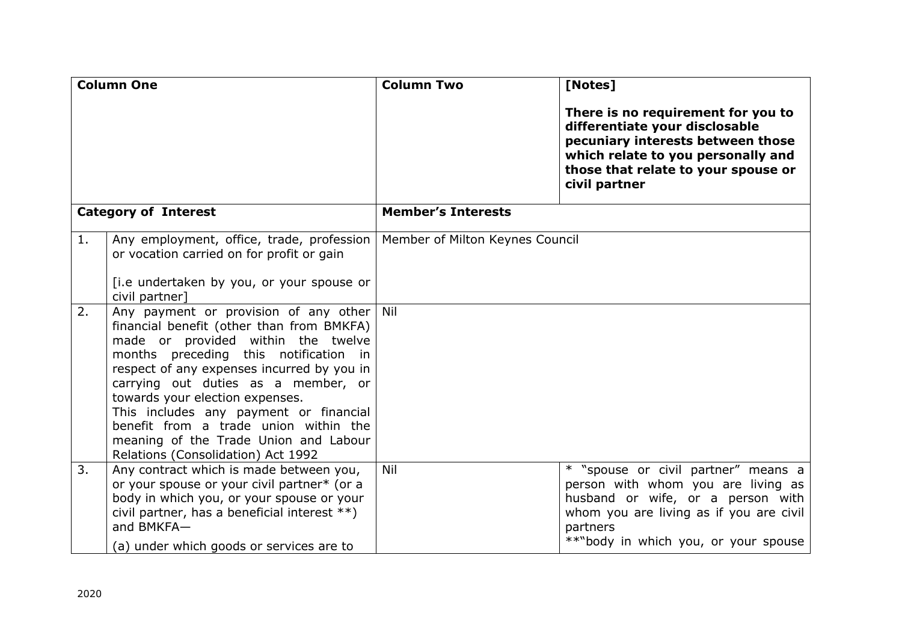| Column One | | Column Two | [Notes]<br><br>**There is no requirement for you to differentiate your disclosable pecuniary interests between those which relate to you personally and those that relate to your spouse or civil partner** |
|---|---|---|---|
| **Category of Interest** | | **Member's Interests** | |
| 1. | Any employment, office, trade, profession or vocation carried on for profit or gain<br><br>[i.e undertaken by you, or your spouse or civil partner] | Member of Milton Keynes Council | |
| 2. | Any payment or provision of any other financial benefit (other than from BMKFA) made or provided within the twelve months preceding this notification in respect of any expenses incurred by you in carrying out duties as a member, or towards your election expenses.<br>This includes any payment or financial benefit from a trade union within the meaning of the Trade Union and Labour Relations (Consolidation) Act 1992 | Nil | |
| 3. | Any contract which is made between you, or your spouse or your civil partner* (or a body in which you, or your spouse or your civil partner, has a beneficial interest **) and BMKFA—<br>(a) under which goods or services are to | Nil | * "spouse or civil partner" means a person with whom you are living as husband or wife, or a person with whom you are living as if you are civil partners<br>**"body in which you, or your spouse |

2020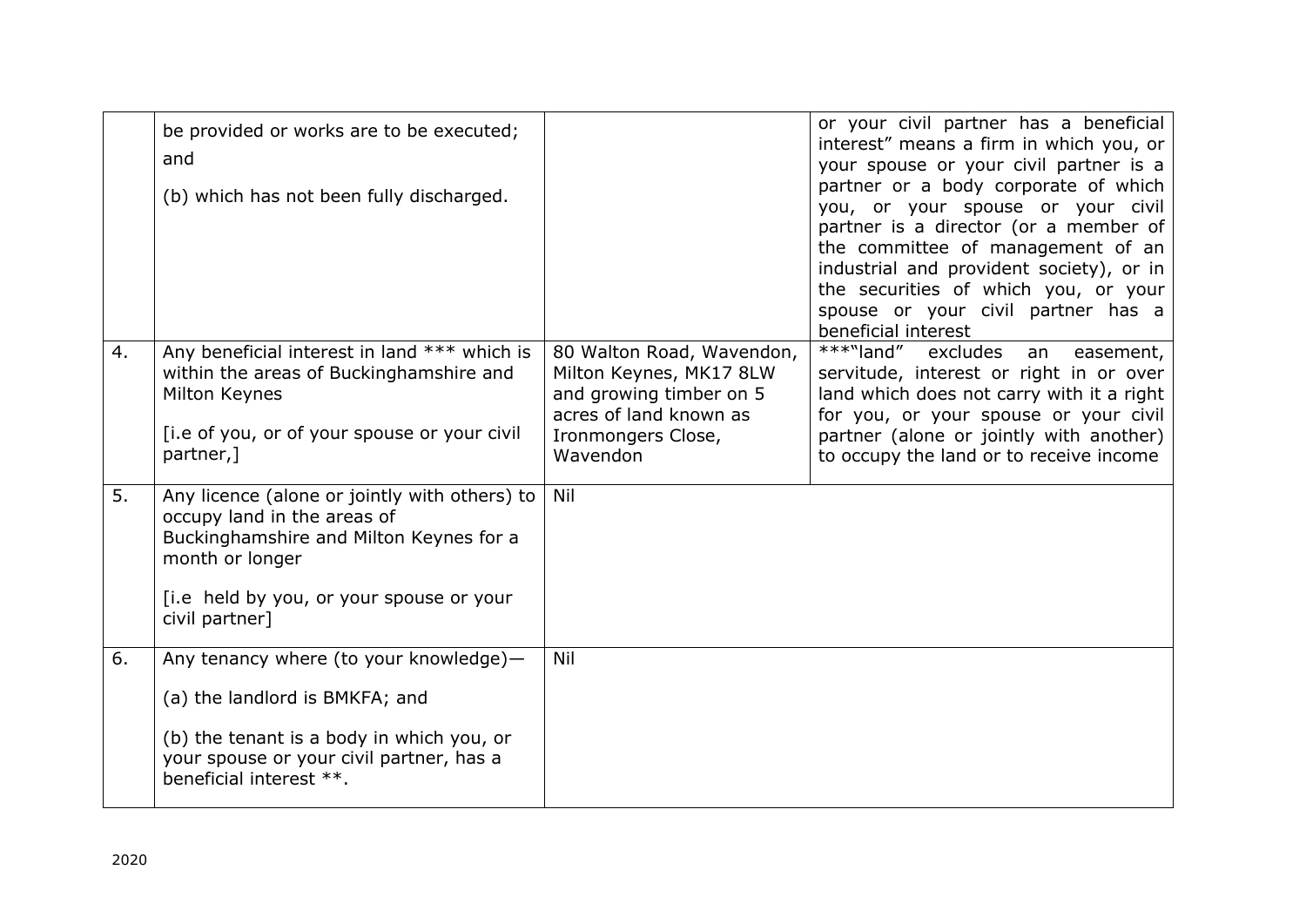| | | | |
|---|---|---|---|
| | be provided or works are to be executed; and<br><br>(b) which has not been fully discharged. | | or your civil partner has a beneficial interest" means a firm in which you, or your spouse or your civil partner is a partner or a body corporate of which you, or your spouse or your civil partner is a director (or a member of the committee of management of an industrial and provident society), or in the securities of which you, or your spouse or your civil partner has a beneficial interest |
| 4. | Any beneficial interest in land *** which is within the areas of Buckinghamshire and Milton Keynes<br><br>[i.e of you, or of your spouse or your civil partner,] | 80 Walton Road, Wavendon, Milton Keynes, MK17 8LW and growing timber on 5 acres of land known as Ironmongers Close, Wavendon | ***"land" excludes an easement, servitude, interest or right in or over land which does not carry with it a right for you, or your spouse or your civil partner (alone or jointly with another) to occupy the land or to receive income |
| 5. | Any licence (alone or jointly with others) to occupy land in the areas of Buckinghamshire and Milton Keynes for a month or longer<br><br>[i.e held by you, or your spouse or your civil partner] | Nil | |
| 6. | Any tenancy where (to your knowledge)—<br><br>(a) the landlord is BMKFA; and<br><br>(b) the tenant is a body in which you, or your spouse or your civil partner, has a beneficial interest **. | Nil | |

2020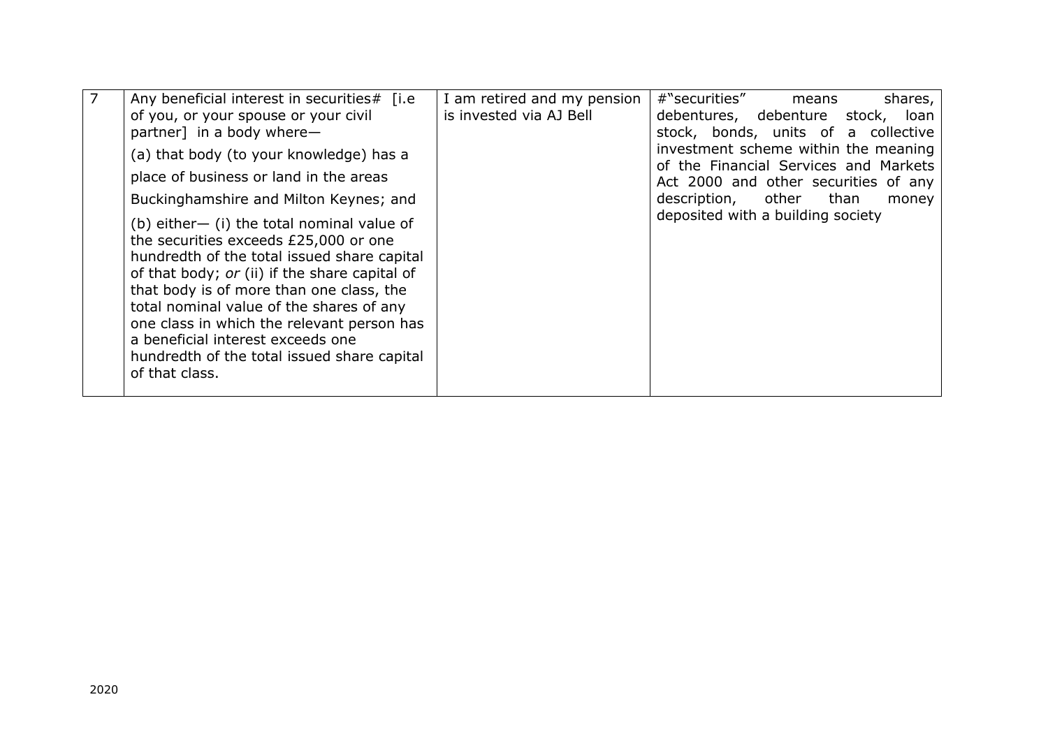| | | | |
|---|---|---|---|
| 7 | Any beneficial interest in securities# [i.e of you, or your spouse or your civil partner] in a body where—<br>(a) that body (to your knowledge) has a place of business or land in the areas Buckinghamshire and Milton Keynes; and<br>(b) either— (i) the total nominal value of the securities exceeds £25,000 or one hundredth of the total issued share capital of that body; *or* (ii) if the share capital of that body is of more than one class, the total nominal value of the shares of any one class in which the relevant person has a beneficial interest exceeds one hundredth of the total issued share capital of that class. | I am retired and my pension is invested via AJ Bell | #"securities" means shares, debentures, debenture stock, loan stock, bonds, units of a collective investment scheme within the meaning of the Financial Services and Markets Act 2000 and other securities of any description, other than money deposited with a building society |

2020